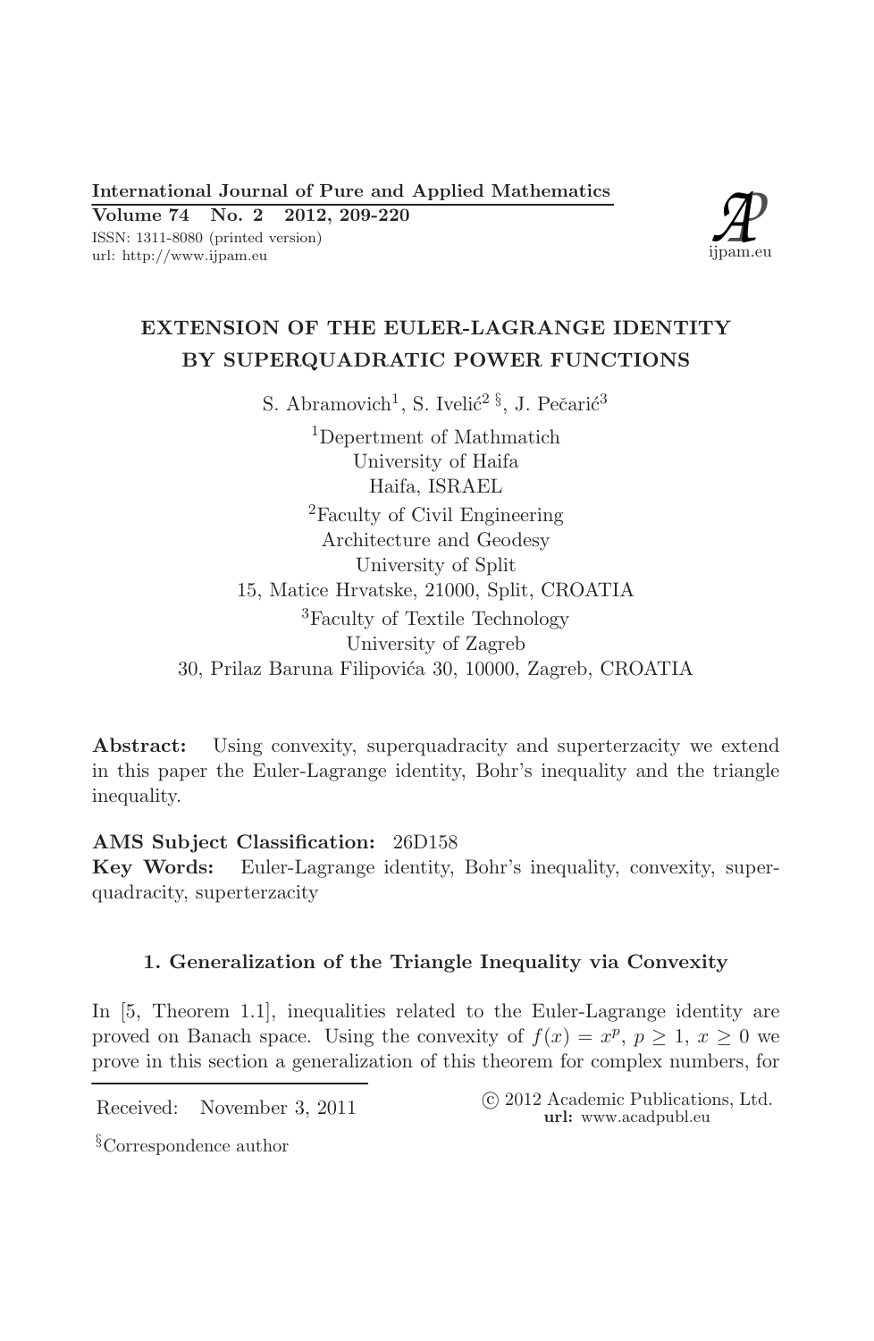# EXTENSION OF THE EULER-LAGRANGE IDENTITY BY SUPERQUADRATIC POWER FUNCTIONS

S. Abramovich[1], S. Ivelić[2 §], J. Pečarić[3]

[1]Depertment of Mathmatich
University of Haifa
Haifa, ISRAEL

[2]Faculty of Civil Engineering
Architecture and Geodesy
University of Split
15, Matice Hrvatske, 21000, Split, CROATIA

[3]Faculty of Textile Technology
University of Zagreb
30, Prilaz Baruna Filipovića 30, 10000, Zagreb, CROATIA

**Abstract:** Using convexity, superquadracity and superterzacity we extend in this paper the Euler-Lagrange identity, Bohr's inequality and the triangle inequality.

**AMS Subject Classification:** 26D158

**Key Words:** Euler-Lagrange identity, Bohr's inequality, convexity, superquadracity, superterzacity

## 1. Generalization of the Triangle Inequality via Convexity

In [5, Theorem 1.1], inequalities related to the Euler-Lagrange identity are proved on Banach space. Using the convexity of $f(x) = x^p$, $p \geq 1$, $x \geq 0$ we prove in this section a generalization of this theorem for complex numbers, for

Received: November 3, 2011

© 2012 Academic Publications, Ltd.
**url:** www.acadpubl.eu

§Correspondence author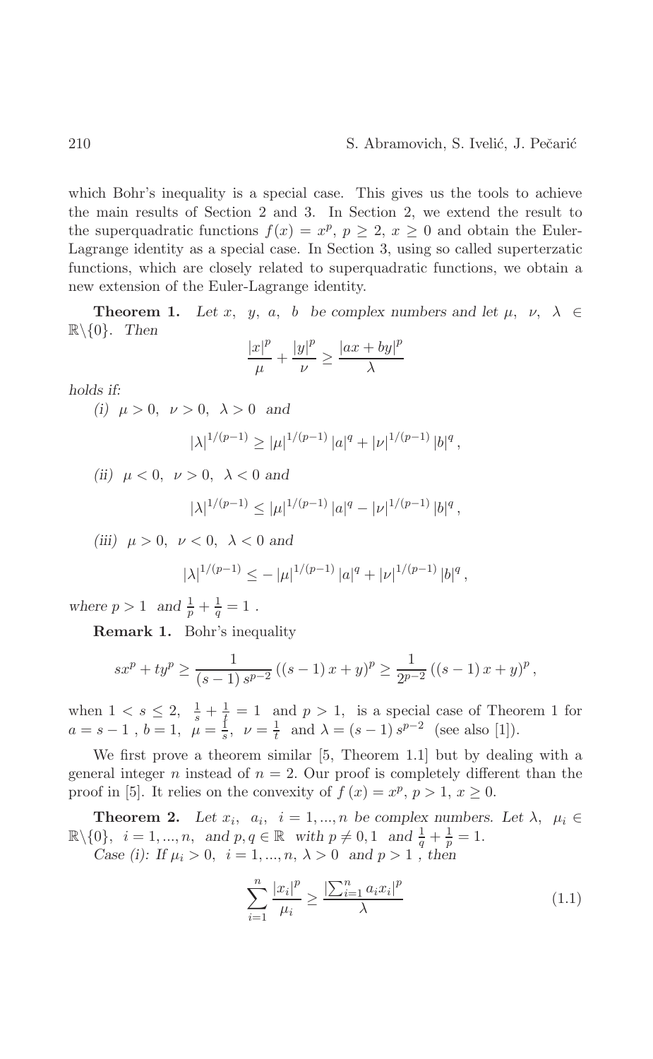which Bohr's inequality is a special case. This gives us the tools to achieve the main results of Section 2 and 3. In Section 2, we extend the result to the superquadratic functions $f(x) = x^p$, $p \geq 2$, $x \geq 0$ and obtain the Euler-Lagrange identity as a special case. In Section 3, using so called superterzatic functions, which are closely related to superquadratic functions, we obtain a new extension of the Euler-Lagrange identity.

**Theorem 1.** *Let $x$, $y$, $a$, $b$ be complex numbers and let $\mu$, $\nu$, $\lambda \in \mathbb{R}\backslash\{0\}$. Then*

$$\frac{|x|^p}{\mu} + \frac{|y|^p}{\nu} \geq \frac{|ax+by|^p}{\lambda}$$

*holds if:*

*(i)* $\mu > 0$, $\nu > 0$, $\lambda > 0$ *and*

$$|\lambda|^{1/(p-1)} \geq |\mu|^{1/(p-1)} |a|^q + |\nu|^{1/(p-1)} |b|^q ,$$

*(ii)* $\mu < 0$, $\nu > 0$, $\lambda < 0$ *and*

$$|\lambda|^{1/(p-1)} \leq |\mu|^{1/(p-1)} |a|^q - |\nu|^{1/(p-1)} |b|^q ,$$

*(iii)* $\mu > 0$, $\nu < 0$, $\lambda < 0$ *and*

$$|\lambda|^{1/(p-1)} \leq - |\mu|^{1/(p-1)} |a|^q + |\nu|^{1/(p-1)} |b|^q ,$$

*where $p > 1$ and $\frac{1}{p} + \frac{1}{q} = 1$ .*

**Remark 1.** Bohr's inequality

$$sx^p + ty^p \geq \frac{1}{(s-1)\, s^{p-2}} \left((s-1)\, x + y\right)^p \geq \frac{1}{2^{p-2}} \left((s-1)\, x + y\right)^p ,$$

when $1 < s \leq 2$, $\frac{1}{s} + \frac{1}{t} = 1$ and $p > 1$, is a special case of Theorem 1 for $a = s-1$ , $b = 1$, $\mu = \frac{1}{s}$, $\nu = \frac{1}{t}$ and $\lambda = (s-1)\, s^{p-2}$ (see also [1]).

We first prove a theorem similar [5, Theorem 1.1] but by dealing with a general integer $n$ instead of $n = 2$. Our proof is completely different than the proof in [5]. It relies on the convexity of $f(x) = x^p$, $p > 1$, $x \geq 0$.

**Theorem 2.** *Let $x_i$, $a_i$, $i = 1, ..., n$ be complex numbers. Let $\lambda$, $\mu_i \in \mathbb{R}\backslash\{0\}$, $i = 1, ..., n$, and $p, q \in \mathbb{R}$ with $p \neq 0, 1$ and $\frac{1}{q} + \frac{1}{p} = 1$.*

*Case (i): If $\mu_i > 0$, $i = 1, ..., n$, $\lambda > 0$ and $p > 1$ , then*

$$\sum_{i=1}^{n} \frac{|x_i|^p}{\mu_i} \geq \frac{\left|\sum_{i=1}^{n} a_i x_i\right|^p}{\lambda} \tag{1.1}$$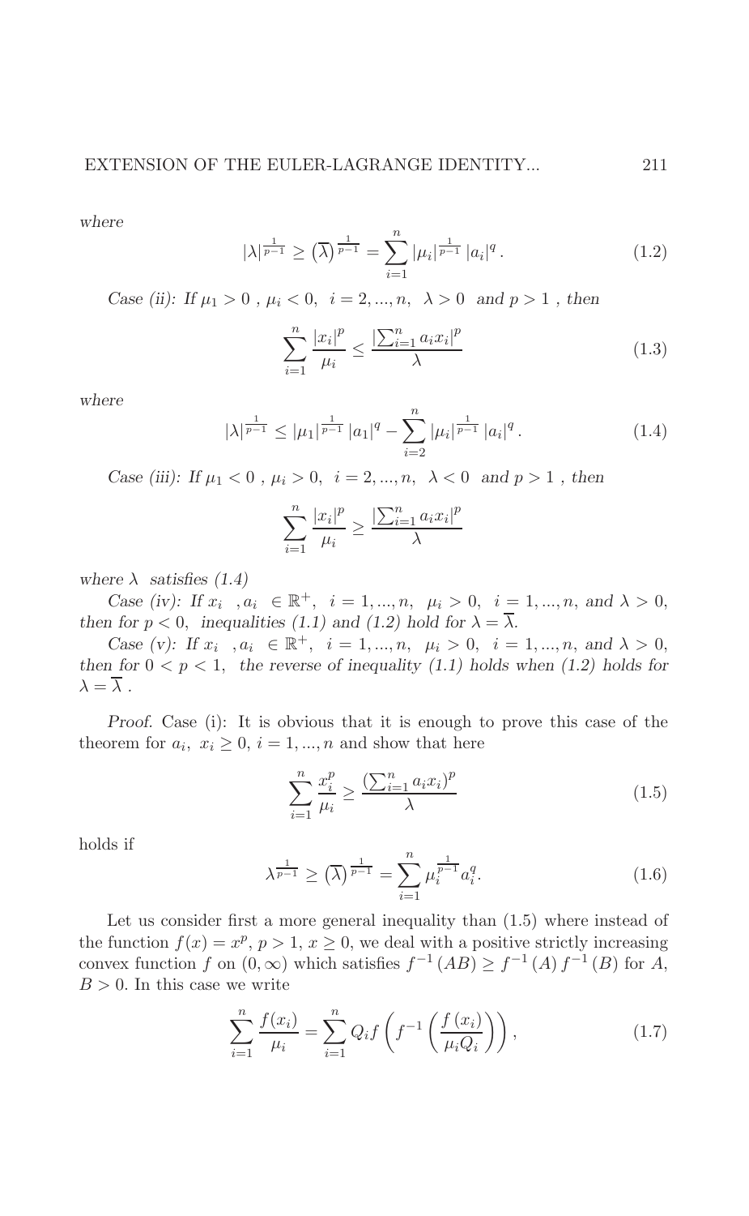*where*

$$|\lambda|^{\frac{1}{p-1}} \geq \left(\overline{\lambda}\right)^{\frac{1}{p-1}} = \sum_{i=1}^{n} |\mu_i|^{\frac{1}{p-1}} |a_i|^q . \tag{1.2}$$

*Case (ii): If $\mu_1 > 0$ , $\mu_i < 0$, $i = 2, ..., n$, $\lambda > 0$ and $p > 1$ , then*

$$\sum_{i=1}^{n} \frac{|x_i|^p}{\mu_i} \leq \frac{\left|\sum_{i=1}^{n} a_i x_i\right|^p}{\lambda} \tag{1.3}$$

*where*

$$|\lambda|^{\frac{1}{p-1}} \leq |\mu_1|^{\frac{1}{p-1}} |a_1|^q - \sum_{i=2}^{n} |\mu_i|^{\frac{1}{p-1}} |a_i|^q . \tag{1.4}$$

*Case (iii): If $\mu_1 < 0$ , $\mu_i > 0$, $i = 2, ..., n$, $\lambda < 0$ and $p > 1$ , then*

$$\sum_{i=1}^{n} \frac{|x_i|^p}{\mu_i} \geq \frac{\left|\sum_{i=1}^{n} a_i x_i\right|^p}{\lambda}$$

*where $\lambda$ satisfies (1.4)*

*Case (iv): If $x_i$ , $a_i \in \mathbb{R}^+$, $i = 1, ..., n$, $\mu_i > 0$, $i = 1, ..., n$, and $\lambda > 0$, then for $p < 0$, inequalities (1.1) and (1.2) hold for $\lambda = \overline{\lambda}$.*

*Case (v): If $x_i$ , $a_i \in \mathbb{R}^+$, $i = 1, ..., n$, $\mu_i > 0$, $i = 1, ..., n$, and $\lambda > 0$, then for $0 < p < 1$, the reverse of inequality (1.1) holds when (1.2) holds for $\lambda = \overline{\lambda}$ .*

*Proof.* Case (i): It is obvious that it is enough to prove this case of the theorem for $a_i$, $x_i \geq 0$, $i = 1, ..., n$ and show that here

$$\sum_{i=1}^{n} \frac{x_i^p}{\mu_i} \geq \frac{\left(\sum_{i=1}^{n} a_i x_i\right)^p}{\lambda} \tag{1.5}$$

holds if

$$\lambda^{\frac{1}{p-1}} \geq \left(\overline{\lambda}\right)^{\frac{1}{p-1}} = \sum_{i=1}^{n} \mu_i^{\frac{1}{p-1}} a_i^q . \tag{1.6}$$

Let us consider first a more general inequality than (1.5) where instead of the function $f(x) = x^p$, $p > 1$, $x \geq 0$, we deal with a positive strictly increasing convex function $f$ on $(0, \infty)$ which satisfies $f^{-1}(AB) \geq f^{-1}(A) f^{-1}(B)$ for $A$, $B > 0$. In this case we write

$$\sum_{i=1}^{n} \frac{f(x_i)}{\mu_i} = \sum_{i=1}^{n} Q_i f\left(f^{-1}\left(\frac{f(x_i)}{\mu_i Q_i}\right)\right), \tag{1.7}$$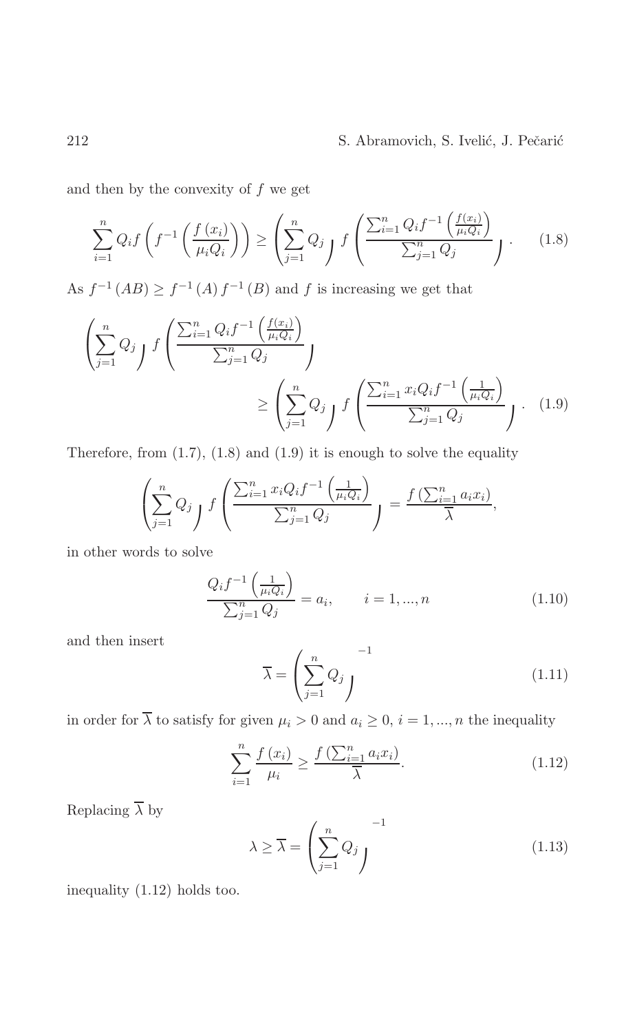and then by the convexity of $f$ we get

$$\sum_{i=1}^{n} Q_i f\left(f^{-1}\left(\frac{f(x_i)}{\mu_i Q_i}\right)\right) \geq \left(\sum_{j=1}^{n} Q_j\right) f\left(\frac{\sum_{i=1}^{n} Q_i f^{-1}\left(\frac{f(x_i)}{\mu_i Q_i}\right)}{\sum_{j=1}^{n} Q_j}\right). \tag{1.8}$$

As $f^{-1}(AB) \geq f^{-1}(A) f^{-1}(B)$ and $f$ is increasing we get that

$$\left(\sum_{j=1}^{n} Q_j\right) f\left(\frac{\sum_{i=1}^{n} Q_i f^{-1}\left(\frac{f(x_i)}{\mu_i Q_i}\right)}{\sum_{j=1}^{n} Q_j}\right) \geq \left(\sum_{j=1}^{n} Q_j\right) f\left(\frac{\sum_{i=1}^{n} x_i Q_i f^{-1}\left(\frac{1}{\mu_i Q_i}\right)}{\sum_{j=1}^{n} Q_j}\right). \tag{1.9}$$

Therefore, from (1.7), (1.8) and (1.9) it is enough to solve the equality

$$\left(\sum_{j=1}^{n} Q_j\right) f\left(\frac{\sum_{i=1}^{n} x_i Q_i f^{-1}\left(\frac{1}{\mu_i Q_i}\right)}{\sum_{j=1}^{n} Q_j}\right) = \frac{f\left(\sum_{i=1}^{n} a_i x_i\right)}{\overline{\lambda}},$$

in other words to solve

$$\frac{Q_i f^{-1}\left(\frac{1}{\mu_i Q_i}\right)}{\sum_{j=1}^{n} Q_j} = a_i, \qquad i = 1, ..., n \tag{1.10}$$

and then insert

$$\overline{\lambda} = \left(\sum_{j=1}^{n} Q_j\right)^{-1} \tag{1.11}$$

in order for $\overline{\lambda}$ to satisfy for given $\mu_i > 0$ and $a_i \geq 0$, $i = 1, ..., n$ the inequality

$$\sum_{i=1}^{n} \frac{f(x_i)}{\mu_i} \geq \frac{f\left(\sum_{i=1}^{n} a_i x_i\right)}{\overline{\lambda}}. \tag{1.12}$$

Replacing $\overline{\lambda}$ by

$$\lambda \geq \overline{\lambda} = \left(\sum_{j=1}^{n} Q_j\right)^{-1} \tag{1.13}$$

inequality (1.12) holds too.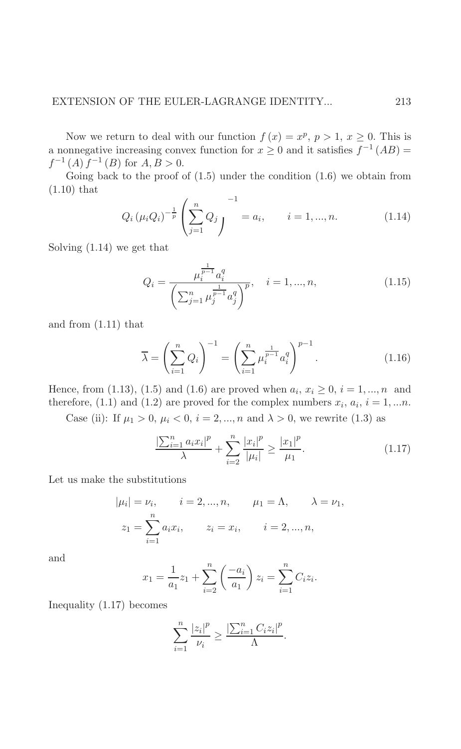Now we return to deal with our function $f(x) = x^p$, $p > 1$, $x \geq 0$. This is a nonnegative increasing convex function for $x \geq 0$ and it satisfies $f^{-1}(AB) = f^{-1}(A) f^{-1}(B)$ for $A, B > 0$.

Going back to the proof of (1.5) under the condition (1.6) we obtain from (1.10) that

$$Q_i (\mu_i Q_i)^{-\frac{1}{p}} \left( \sum_{j=1}^{n} Q_j \right)^{-1} = a_i, \qquad i = 1, ..., n. \tag{1.14}$$

Solving (1.14) we get that

$$Q_i = \frac{\mu_i^{\frac{1}{p-1}} a_i^q}{\left( \sum_{j=1}^{n} \mu_j^{\frac{1}{p-1}} a_j^q \right)^p}, \quad i = 1, ..., n, \tag{1.15}$$

and from (1.11) that

$$\overline{\lambda} = \left( \sum_{i=1}^{n} Q_i \right)^{-1} = \left( \sum_{i=1}^{n} \mu_i^{\frac{1}{p-1}} a_i^q \right)^{p-1}. \tag{1.16}$$

Hence, from (1.13), (1.5) and (1.6) are proved when $a_i, x_i \geq 0$, $i = 1, ..., n$ and therefore, (1.1) and (1.2) are proved for the complex numbers $x_i$, $a_i$, $i = 1, ...n$.

Case (ii): If $\mu_1 > 0$, $\mu_i < 0$, $i = 2, ..., n$ and $\lambda > 0$, we rewrite (1.3) as

$$\frac{\left| \sum_{i=1}^{n} a_i x_i \right|^p}{\lambda} + \sum_{i=2}^{n} \frac{|x_i|^p}{|\mu_i|} \geq \frac{|x_1|^p}{\mu_1}. \tag{1.17}$$

Let us make the substitutions

$$|\mu_i| = \nu_i, \qquad i = 2, ..., n, \qquad \mu_1 = \Lambda, \qquad \lambda = \nu_1,$$

$$z_1 = \sum_{i=1}^{n} a_i x_i, \qquad z_i = x_i, \qquad i = 2, ..., n,$$

and

$$x_1 = \frac{1}{a_1} z_1 + \sum_{i=2}^{n} \left( \frac{-a_i}{a_1} \right) z_i = \sum_{i=1}^{n} C_i z_i.$$

Inequality (1.17) becomes

$$\sum_{i=1}^{n} \frac{|z_i|^p}{\nu_i} \geq \frac{\left| \sum_{i=1}^{n} C_i z_i \right|^p}{\Lambda}.$$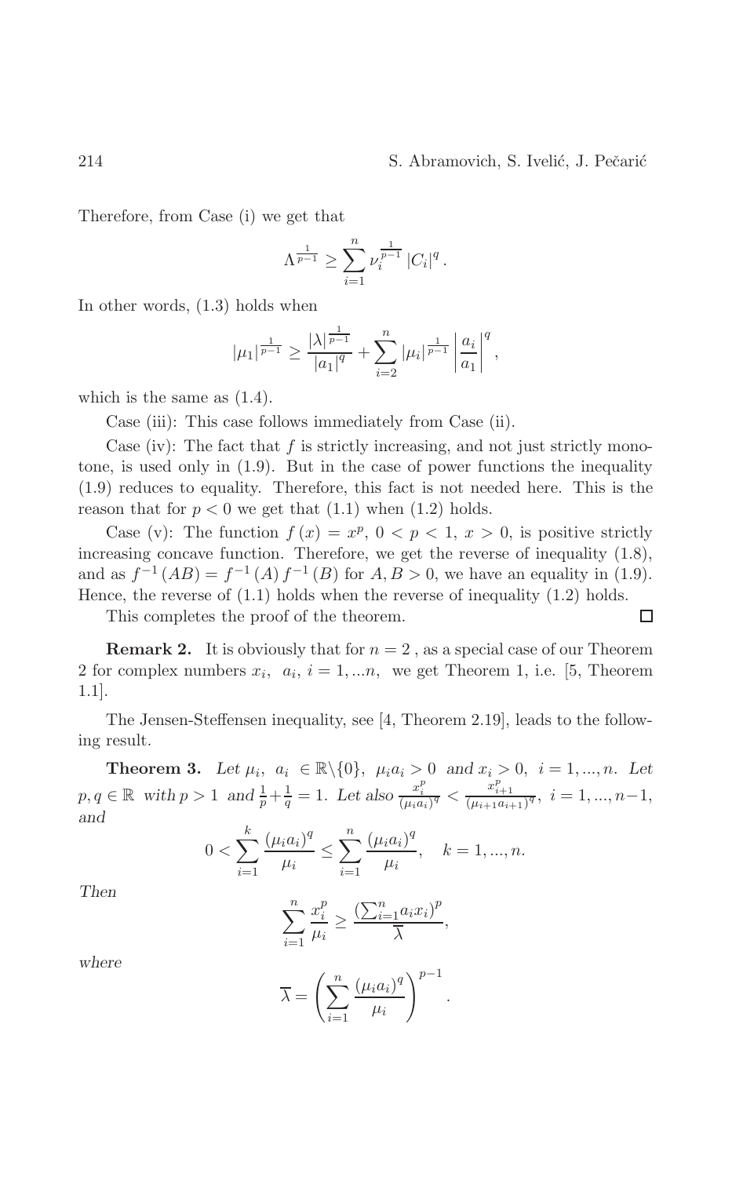Therefore, from Case (i) we get that

$$\Lambda^{\frac{1}{p-1}} \geq \sum_{i=1}^{n} \nu_i^{\frac{1}{p-1}} |C_i|^q .$$

In other words, (1.3) holds when

$$|\mu_1|^{\frac{1}{p-1}} \geq \frac{|\lambda|^{\frac{1}{p-1}}}{|a_1|^q} + \sum_{i=2}^{n} |\mu_i|^{\frac{1}{p-1}} \left|\frac{a_i}{a_1}\right|^q ,$$

which is the same as (1.4).

Case (iii): This case follows immediately from Case (ii).

Case (iv): The fact that $f$ is strictly increasing, and not just strictly monotone, is used only in (1.9). But in the case of power functions the inequality (1.9) reduces to equality. Therefore, this fact is not needed here. This is the reason that for $p < 0$ we get that (1.1) when (1.2) holds.

Case (v): The function $f(x) = x^p$, $0 < p < 1$, $x > 0$, is positive strictly increasing concave function. Therefore, we get the reverse of inequality (1.8), and as $f^{-1}(AB) = f^{-1}(A) f^{-1}(B)$ for $A, B > 0$, we have an equality in (1.9). Hence, the reverse of (1.1) holds when the reverse of inequality (1.2) holds.

This completes the proof of the theorem. $\square$

**Remark 2.** It is obviously that for $n = 2$ , as a special case of our Theorem 2 for complex numbers $x_i$, $a_i$, $i = 1, ...n$, we get Theorem 1, i.e. [5, Theorem 1.1].

The Jensen-Steffensen inequality, see [4, Theorem 2.19], leads to the following result.

**Theorem 3.** *Let* $\mu_i, \ a_i \in \mathbb{R}\backslash\{0\}$, $\mu_i a_i > 0$ *and* $x_i > 0$, $i = 1, ..., n$. *Let* $p, q \in \mathbb{R}$ *with* $p > 1$ *and* $\frac{1}{p} + \frac{1}{q} = 1$. *Let also* $\frac{x_i^p}{(\mu_i a_i)^q} < \frac{x_{i+1}^p}{(\mu_{i+1} a_{i+1})^q}$, $i = 1, ..., n-1$, *and*

$$0 < \sum_{i=1}^{k} \frac{(\mu_i a_i)^q}{\mu_i} \leq \sum_{i=1}^{n} \frac{(\mu_i a_i)^q}{\mu_i}, \quad k = 1, ..., n.$$

*Then*

$$\sum_{i=1}^{n} \frac{x_i^p}{\mu_i} \geq \frac{\left(\sum_{i=1}^{n} a_i x_i\right)^p}{\overline{\lambda}},$$

*where*

$$\overline{\lambda} = \left(\sum_{i=1}^{n} \frac{(\mu_i a_i)^q}{\mu_i}\right)^{p-1} .$$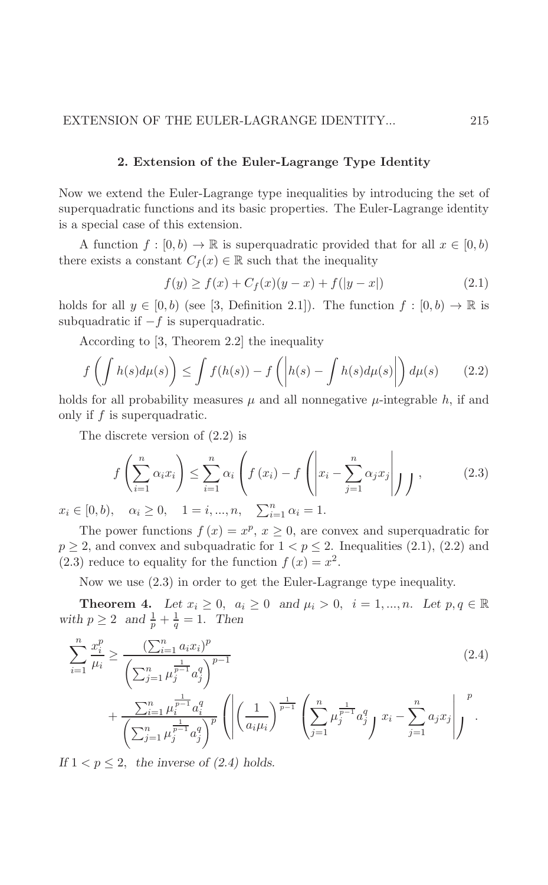## 2. Extension of the Euler-Lagrange Type Identity

Now we extend the Euler-Lagrange type inequalities by introducing the set of superquadratic functions and its basic properties. The Euler-Lagrange identity is a special case of this extension.

A function $f : [0, b) \to \mathbb{R}$ is superquadratic provided that for all $x \in [0, b)$ there exists a constant $C_f(x) \in \mathbb{R}$ such that the inequality

$$f(y) \geq f(x) + C_f(x)(y - x) + f(|y - x|) \tag{2.1}$$

holds for all $y \in [0, b)$ (see [3, Definition 2.1]). The function $f : [0, b) \to \mathbb{R}$ is subquadratic if $-f$ is superquadratic.

According to [3, Theorem 2.2] the inequality

$$f\left(\int h(s)d\mu(s)\right) \leq \int f(h(s)) - f\left(\left|h(s) - \int h(s)d\mu(s)\right|\right) d\mu(s) \tag{2.2}$$

holds for all probability measures $\mu$ and all nonnegative $\mu$-integrable $h$, if and only if $f$ is superquadratic.

The discrete version of (2.2) is

$$f\left(\sum_{i=1}^{n} \alpha_i x_i\right) \leq \sum_{i=1}^{n} \alpha_i \left(f(x_i) - f\left(\left|x_i - \sum_{j=1}^{n} \alpha_j x_j\right|\right)\right), \tag{2.3}$$

$x_i \in [0, b), \quad \alpha_i \geq 0, \quad 1 = i, ..., n, \quad \sum_{i=1}^{n} \alpha_i = 1.$

The power functions $f(x) = x^p$, $x \geq 0$, are convex and superquadratic for $p \geq 2$, and convex and subquadratic for $1 < p \leq 2$. Inequalities (2.1), (2.2) and (2.3) reduce to equality for the function $f(x) = x^2$.

Now we use (2.3) in order to get the Euler-Lagrange type inequality.

**Theorem 4.** *Let $x_i \geq 0$, $a_i \geq 0$ and $\mu_i > 0$, $i = 1, ..., n$. Let $p, q \in \mathbb{R}$ with $p \geq 2$ and $\frac{1}{p} + \frac{1}{q} = 1$. Then*

$$\sum_{i=1}^{n} \frac{x_i^p}{\mu_i} \geq \frac{\left(\sum_{i=1}^{n} a_i x_i\right)^p}{\left(\sum_{j=1}^{n} \mu_j^{\frac{1}{p-1}} a_j^q\right)^{p-1}} + \frac{\sum_{i=1}^{n} \mu_i^{\frac{1}{p-1}} a_i^q}{\left(\sum_{j=1}^{n} \mu_j^{\frac{1}{p-1}} a_j^q\right)^p} \left(\left|\left(\frac{1}{a_i \mu_i}\right)^{\frac{1}{p-1}} \left(\sum_{j=1}^{n} \mu_j^{\frac{1}{p-1}} a_j^q\right) x_i - \sum_{j=1}^{n} a_j x_j\right|\right)^p. \tag{2.4}$$

*If $1 < p \leq 2$, the inverse of (2.4) holds.*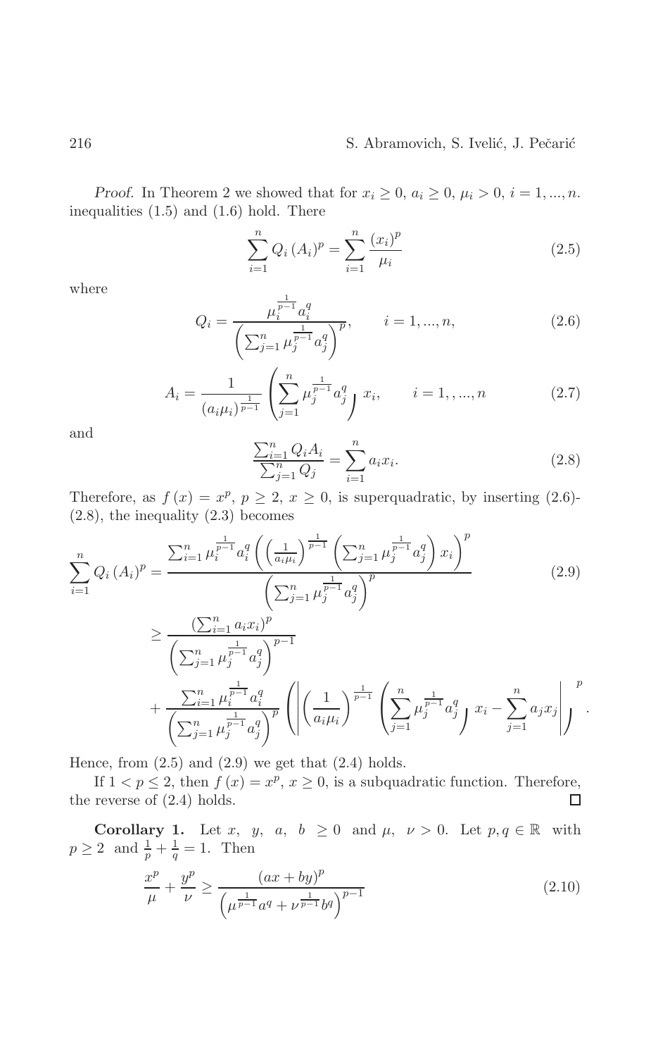*Proof.* In Theorem 2 we showed that for $x_i \geq 0$, $a_i \geq 0$, $\mu_i > 0$, $i = 1, ..., n$. inequalities (1.5) and (1.6) hold. There

$$\sum_{i=1}^{n} Q_i \left(A_i\right)^p = \sum_{i=1}^{n} \frac{\left(x_i\right)^p}{\mu_i} \tag{2.5}$$

where

$$Q_i = \frac{\mu_i^{\frac{1}{p-1}} a_i^q}{\left(\sum_{j=1}^{n} \mu_j^{\frac{1}{p-1}} a_j^q\right)^p}, \qquad i = 1, ..., n, \tag{2.6}$$

$$A_i = \frac{1}{\left(a_i \mu_i\right)^{\frac{1}{p-1}}} \left(\sum_{j=1}^{n} \mu_j^{\frac{1}{p-1}} a_j^q\right) x_i, \qquad i = 1, , ..., n \tag{2.7}$$

and

$$\frac{\sum_{i=1}^{n} Q_i A_i}{\sum_{j=1}^{n} Q_j} = \sum_{i=1}^{n} a_i x_i. \tag{2.8}$$

Therefore, as $f(x) = x^p$, $p \geq 2$, $x \geq 0$, is superquadratic, by inserting (2.6)-(2.8), the inequality (2.3) becomes

$$\begin{aligned}
\sum_{i=1}^{n} Q_i \left(A_i\right)^p &= \frac{\sum_{i=1}^{n} \mu_i^{\frac{1}{p-1}} a_i^q \left(\left(\frac{1}{a_i \mu_i}\right)^{\frac{1}{p-1}} \left(\sum_{j=1}^{n} \mu_j^{\frac{1}{p-1}} a_j^q\right) x_i\right)^p}{\left(\sum_{j=1}^{n} \mu_j^{\frac{1}{p-1}} a_j^q\right)^p} \qquad (2.9)\\
&\geq \frac{\left(\sum_{i=1}^{n} a_i x_i\right)^p}{\left(\sum_{j=1}^{n} \mu_j^{\frac{1}{p-1}} a_j^q\right)^{p-1}} \\
&\quad + \frac{\sum_{i=1}^{n} \mu_i^{\frac{1}{p-1}} a_i^q}{\left(\sum_{j=1}^{n} \mu_j^{\frac{1}{p-1}} a_j^q\right)^p} \left(\left|\left(\frac{1}{a_i \mu_i}\right)^{\frac{1}{p-1}} \left(\sum_{j=1}^{n} \mu_j^{\frac{1}{p-1}} a_j^q\right) x_i - \sum_{j=1}^{n} a_j x_j\right|\right)^p.
\end{aligned}$$

Hence, from (2.5) and (2.9) we get that (2.4) holds.

If $1 < p \leq 2$, then $f(x) = x^p$, $x \geq 0$, is a subquadratic function. Therefore, the reverse of (2.4) holds. □

**Corollary 1.** Let $x, y, a, b \geq 0$ and $\mu, \nu > 0$. Let $p, q \in \mathbb{R}$ with $p \geq 2$ and $\frac{1}{p} + \frac{1}{q} = 1$. Then

$$\frac{x^p}{\mu} + \frac{y^p}{\nu} \geq \frac{(ax + by)^p}{\left(\mu^{\frac{1}{p-1}} a^q + \nu^{\frac{1}{p-1}} b^q\right)^{p-1}} \tag{2.10}$$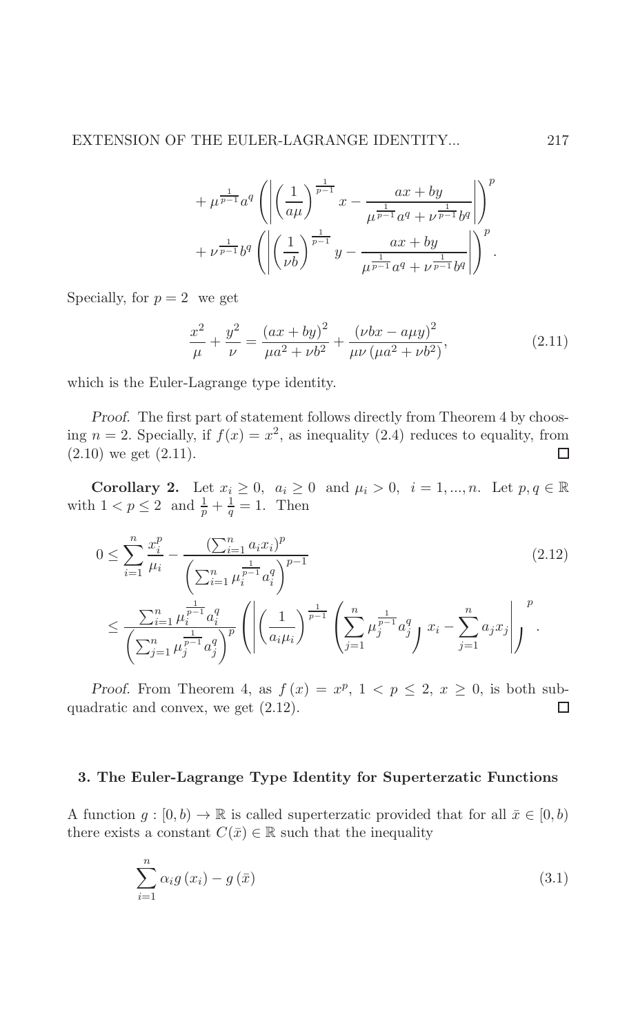$$
+ \mu^{\frac{1}{p-1}} a^q \left( \left| \left( \frac{1}{a\mu} \right)^{\frac{1}{p-1}} x - \frac{ax + by}{\mu^{\frac{1}{p-1}} a^q + \nu^{\frac{1}{p-1}} b^q} \right| \right)^p
$$

$$
+ \nu^{\frac{1}{p-1}} b^q \left( \left| \left( \frac{1}{\nu b} \right)^{\frac{1}{p-1}} y - \frac{ax + by}{\mu^{\frac{1}{p-1}} a^q + \nu^{\frac{1}{p-1}} b^q} \right| \right)^p .
$$

Specially, for $p = 2$ we get

$$
\frac{x^2}{\mu} + \frac{y^2}{\nu} = \frac{(ax + by)^2}{\mu a^2 + \nu b^2} + \frac{(\nu bx - a\mu y)^2}{\mu\nu(\mu a^2 + \nu b^2)}, \tag{2.11}
$$

which is the Euler-Lagrange type identity.

*Proof.* The first part of statement follows directly from Theorem 4 by choosing $n = 2$. Specially, if $f(x) = x^2$, as inequality (2.4) reduces to equality, from (2.10) we get (2.11). $\square$

**Corollary 2.** Let $x_i \geq 0$, $a_i \geq 0$ and $\mu_i > 0$, $i = 1, ..., n$. Let $p, q \in \mathbb{R}$ with $1 < p \leq 2$ and $\frac{1}{p} + \frac{1}{q} = 1$. Then

$$
0 \leq \sum_{i=1}^{n} \frac{x_i^p}{\mu_i} - \frac{\left(\sum_{i=1}^{n} a_i x_i\right)^p}{\left(\sum_{i=1}^{n} \mu_i^{\frac{1}{p-1}} a_i^q\right)^{p-1}} \tag{2.12}
$$

$$
\leq \frac{\sum_{i=1}^{n} \mu_i^{\frac{1}{p-1}} a_i^q}{\left(\sum_{j=1}^{n} \mu_j^{\frac{1}{p-1}} a_j^q\right)^p} \left( \left| \left( \frac{1}{a_i \mu_i} \right)^{\frac{1}{p-1}} \left( \sum_{j=1}^{n} \mu_j^{\frac{1}{p-1}} a_j^q \right) x_i - \sum_{j=1}^{n} a_j x_j \right| \right)^p .
$$

*Proof.* From Theorem 4, as $f(x) = x^p$, $1 < p \leq 2$, $x \geq 0$, is both subquadratic and convex, we get (2.12). $\square$

### 3. The Euler-Lagrange Type Identity for Superterzatic Functions

A function $g : [0, b) \to \mathbb{R}$ is called superterzatic provided that for all $\bar{x} \in [0, b)$ there exists a constant $C(\bar{x}) \in \mathbb{R}$ such that the inequality

$$
\sum_{i=1}^{n} \alpha_i g(x_i) - g(\bar{x}) \tag{3.1}
$$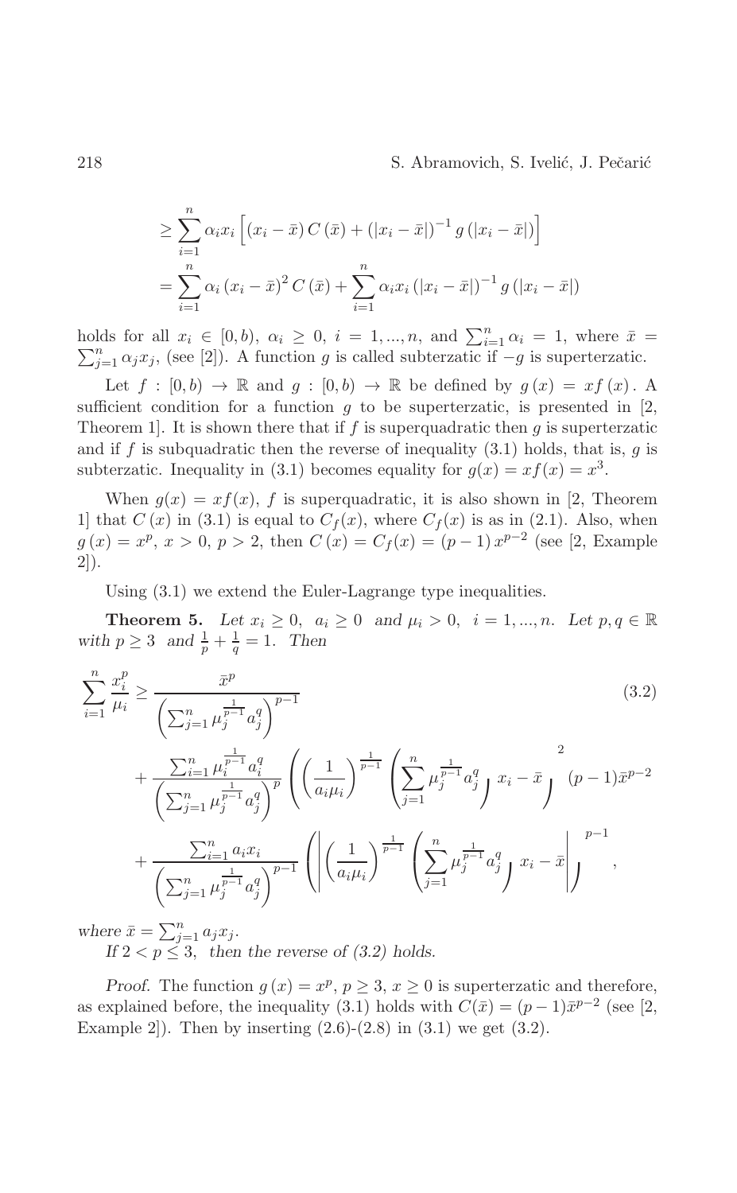$$
\begin{aligned}
&\geq \sum_{i=1}^{n} \alpha_i x_i \left[ (x_i - \bar{x}) C(\bar{x}) + (|x_i - \bar{x}|)^{-1} g(|x_i - \bar{x}|) \right] \\
&= \sum_{i=1}^{n} \alpha_i (x_i - \bar{x})^2 C(\bar{x}) + \sum_{i=1}^{n} \alpha_i x_i (|x_i - \bar{x}|)^{-1} g(|x_i - \bar{x}|)
\end{aligned}
$$

holds for all $x_i \in [0, b)$, $\alpha_i \geq 0$, $i = 1, ..., n$, and $\sum_{i=1}^{n} \alpha_i = 1$, where $\bar{x} = \sum_{j=1}^{n} \alpha_j x_j$, (see [2]). A function $g$ is called subterzatic if $-g$ is superterzatic.

Let $f : [0, b) \to \mathbb{R}$ and $g : [0, b) \to \mathbb{R}$ be defined by $g(x) = x f(x)$. A sufficient condition for a function $g$ to be superterzatic, is presented in [2, Theorem 1]. It is shown there that if $f$ is superquadratic then $g$ is superterzatic and if $f$ is subquadratic then the reverse of inequality (3.1) holds, that is, $g$ is subterzatic. Inequality in (3.1) becomes equality for $g(x) = x f(x) = x^3$.

When $g(x) = x f(x)$, $f$ is superquadratic, it is also shown in [2, Theorem 1] that $C(x)$ in (3.1) is equal to $C_f(x)$, where $C_f(x)$ is as in (2.1). Also, when $g(x) = x^p$, $x > 0$, $p > 2$, then $C(x) = C_f(x) = (p-1) x^{p-2}$ (see [2, Example 2]).

Using (3.1) we extend the Euler-Lagrange type inequalities.

**Theorem 5.** *Let $x_i \geq 0$, $a_i \geq 0$ and $\mu_i > 0$, $i = 1, ..., n$. Let $p, q \in \mathbb{R}$ with $p \geq 3$ and $\frac{1}{p} + \frac{1}{q} = 1$. Then*

$$
\begin{aligned}
\sum_{i=1}^{n} \frac{x_i^p}{\mu_i} \geq{}& \frac{\bar{x}^p}{\left( \sum_{j=1}^{n} \mu_j^{\frac{1}{p-1}} a_j^q \right)^{p-1}} \qquad (3.2) \\
&+ \frac{\sum_{i=1}^{n} \mu_i^{\frac{1}{p-1}} a_i^q}{\left( \sum_{j=1}^{n} \mu_j^{\frac{1}{p-1}} a_j^q \right)^p} \left( \left( \frac{1}{a_i \mu_i} \right)^{\frac{1}{p-1}} \left( \sum_{j=1}^{n} \mu_j^{\frac{1}{p-1}} a_j^q \right) x_i - \bar{x} \right)^2 (p-1) \bar{x}^{p-2} \\
&+ \frac{\sum_{i=1}^{n} a_i x_i}{\left( \sum_{j=1}^{n} \mu_j^{\frac{1}{p-1}} a_j^q \right)^{p-1}} \left( \left| \left( \frac{1}{a_i \mu_i} \right)^{\frac{1}{p-1}} \left( \sum_{j=1}^{n} \mu_j^{\frac{1}{p-1}} a_j^q \right) x_i - \bar{x} \right| \right)^{p-1},
\end{aligned}
$$

*where $\bar{x} = \sum_{j=1}^{n} a_j x_j$.*

*If $2 < p \leq 3$, then the reverse of (3.2) holds.*

*Proof.* The function $g(x) = x^p$, $p \geq 3$, $x \geq 0$ is superterzatic and therefore, as explained before, the inequality (3.1) holds with $C(\bar{x}) = (p-1)\bar{x}^{p-2}$ (see [2, Example 2]). Then by inserting (2.6)-(2.8) in (3.1) we get (3.2).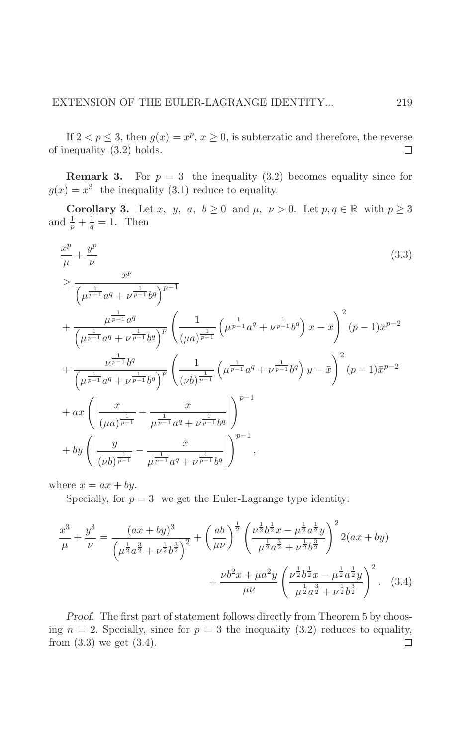If $2 < p \leq 3$, then $g(x) = x^p$, $x \geq 0$, is subterzatic and therefore, the reverse of inequality (3.2) holds. □

**Remark 3.** For $p = 3$ the inequality (3.2) becomes equality since for $g(x) = x^3$ the inequality (3.1) reduce to equality.

**Corollary 3.** Let $x,\ y,\ a,\ b \geq 0$ and $\mu,\ \nu > 0$. Let $p, q \in \mathbb{R}$ with $p \geq 3$ and $\frac{1}{p} + \frac{1}{q} = 1$. Then

$$
\begin{aligned}
&\frac{x^p}{\mu} + \frac{y^p}{\nu} \qquad\qquad (3.3)\\
&\geq \frac{\bar{x}^p}{\left(\mu^{\frac{1}{p-1}} a^q + \nu^{\frac{1}{p-1}} b^q\right)^{p-1}}\\
&+ \frac{\mu^{\frac{1}{p-1}} a^q}{\left(\mu^{\frac{1}{p-1}} a^q + \nu^{\frac{1}{p-1}} b^q\right)^p} \left(\frac{1}{(\mu a)^{\frac{1}{p-1}}} \left(\mu^{\frac{1}{p-1}} a^q + \nu^{\frac{1}{p-1}} b^q\right) x - \bar{x}\right)^2 (p-1)\bar{x}^{p-2}\\
&+ \frac{\nu^{\frac{1}{p-1}} b^q}{\left(\mu^{\frac{1}{p-1}} a^q + \nu^{\frac{1}{p-1}} b^q\right)^p} \left(\frac{1}{(\nu b)^{\frac{1}{p-1}}} \left(\mu^{\frac{1}{p-1}} a^q + \nu^{\frac{1}{p-1}} b^q\right) y - \bar{x}\right)^2 (p-1)\bar{x}^{p-2}\\
&+ ax \left(\left|\frac{x}{(\mu a)^{\frac{1}{p-1}}} - \frac{\bar{x}}{\mu^{\frac{1}{p-1}} a^q + \nu^{\frac{1}{p-1}} b^q}\right|\right)^{p-1}\\
&+ by \left(\left|\frac{y}{(\nu b)^{\frac{1}{p-1}}} - \frac{\bar{x}}{\mu^{\frac{1}{p-1}} a^q + \nu^{\frac{1}{p-1}} b^q}\right|\right)^{p-1},
\end{aligned}
$$

where $\bar{x} = ax + by$.

Specially, for $p = 3$ we get the Euler-Lagrange type identity:

$$
\begin{aligned}
\frac{x^3}{\mu} + \frac{y^3}{\nu} = \frac{(ax+by)^3}{\left(\mu^{\frac{1}{2}} a^{\frac{3}{2}} + \nu^{\frac{1}{2}} b^{\frac{3}{2}}\right)^2} &+ \left(\frac{ab}{\mu\nu}\right)^{\frac{1}{2}} \left(\frac{\nu^{\frac{1}{2}} b^{\frac{1}{2}} x - \mu^{\frac{1}{2}} a^{\frac{1}{2}} y}{\mu^{\frac{1}{2}} a^{\frac{3}{2}} + \nu^{\frac{1}{2}} b^{\frac{3}{2}}}\right)^2 2(ax+by)\\
&+ \frac{\nu b^2 x + \mu a^2 y}{\mu\nu} \left(\frac{\nu^{\frac{1}{2}} b^{\frac{1}{2}} x - \mu^{\frac{1}{2}} a^{\frac{1}{2}} y}{\mu^{\frac{1}{2}} a^{\frac{3}{2}} + \nu^{\frac{1}{2}} b^{\frac{3}{2}}}\right)^2. \qquad (3.4)
\end{aligned}
$$

*Proof.* The first part of statement follows directly from Theorem 5 by choosing $n = 2$. Specially, since for $p = 3$ the inequality (3.2) reduces to equality, from (3.3) we get (3.4). □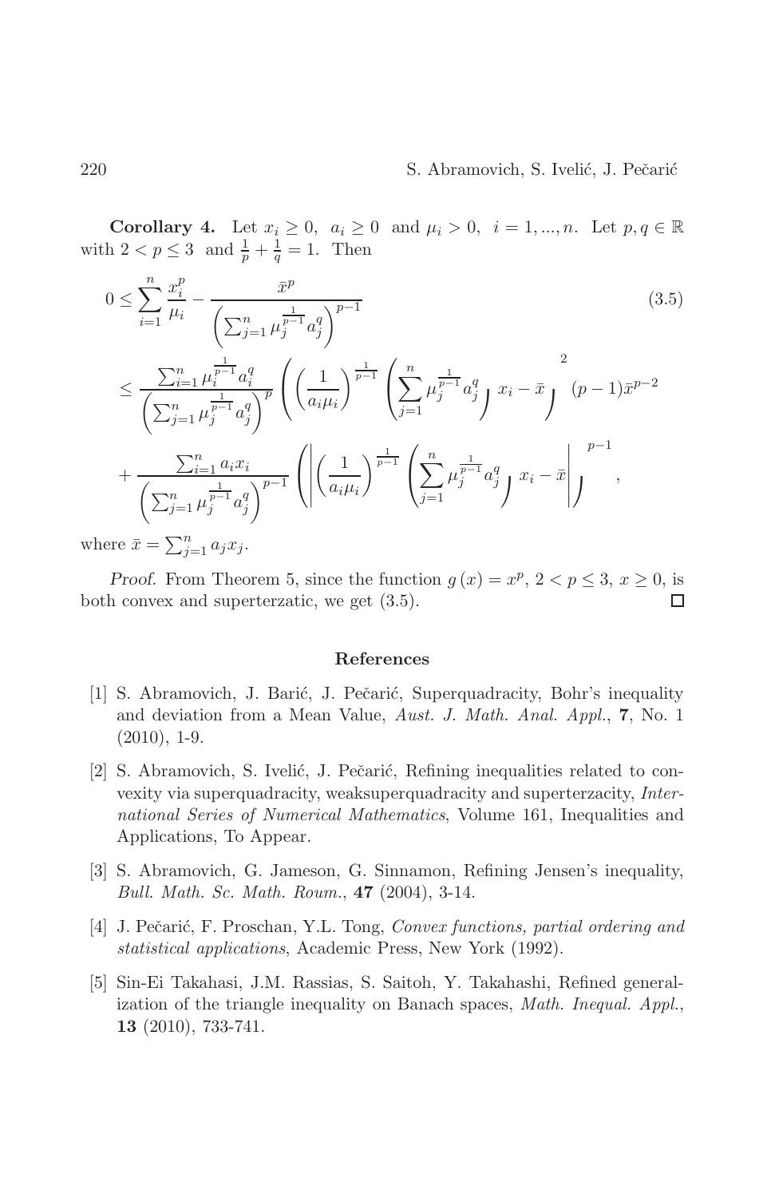**Corollary 4.** Let $x_i \geq 0$, $a_i \geq 0$ and $\mu_i > 0$, $i = 1, ..., n$. Let $p, q \in \mathbb{R}$ with $2 < p \leq 3$ and $\frac{1}{p} + \frac{1}{q} = 1$. Then

$$
\begin{aligned}
0 &\leq \sum_{i=1}^{n} \frac{x_i^p}{\mu_i} - \frac{\bar{x}^p}{\left(\sum_{j=1}^{n} \mu_j^{\frac{1}{p-1}} a_j^q\right)^{p-1}} \qquad (3.5)\\
&\leq \frac{\sum_{i=1}^{n} \mu_i^{\frac{1}{p-1}} a_i^q}{\left(\sum_{j=1}^{n} \mu_j^{\frac{1}{p-1}} a_j^q\right)^p} \left( \left(\frac{1}{a_i \mu_i}\right)^{\frac{1}{p-1}} \left(\sum_{j=1}^{n} \mu_j^{\frac{1}{p-1}} a_j^q\right) x_i - \bar{x} \right)^2 (p-1)\bar{x}^{p-2} \\
&+ \frac{\sum_{i=1}^{n} a_i x_i}{\left(\sum_{j=1}^{n} \mu_j^{\frac{1}{p-1}} a_j^q\right)^{p-1}} \left( \left| \left(\frac{1}{a_i \mu_i}\right)^{\frac{1}{p-1}} \left(\sum_{j=1}^{n} \mu_j^{\frac{1}{p-1}} a_j^q\right) x_i - \bar{x} \right| \right)^{p-1},
\end{aligned}
$$

where $\bar{x} = \sum_{j=1}^{n} a_j x_j$.

*Proof.* From Theorem 5, since the function $g(x) = x^p$, $2 < p \leq 3$, $x \geq 0$, is both convex and superterzatic, we get (3.5). □

## References

[1] S. Abramovich, J. Barić, J. Pečarić, Superquadracity, Bohr's inequality and deviation from a Mean Value, *Aust. J. Math. Anal. Appl.*, **7**, No. 1 (2010), 1-9.

[2] S. Abramovich, S. Ivelić, J. Pečarić, Refining inequalities related to convexity via superquadracity, weaksuperquadracity and superterzacity, *International Series of Numerical Mathematics*, Volume 161, Inequalities and Applications, To Appear.

[3] S. Abramovich, G. Jameson, G. Sinnamon, Refining Jensen's inequality, *Bull. Math. Sc. Math. Roum.*, **47** (2004), 3-14.

[4] J. Pečarić, F. Proschan, Y.L. Tong, *Convex functions, partial ordering and statistical applications*, Academic Press, New York (1992).

[5] Sin-Ei Takahasi, J.M. Rassias, S. Saitoh, Y. Takahashi, Refined generalization of the triangle inequality on Banach spaces, *Math. Inequal. Appl.*, **13** (2010), 733-741.